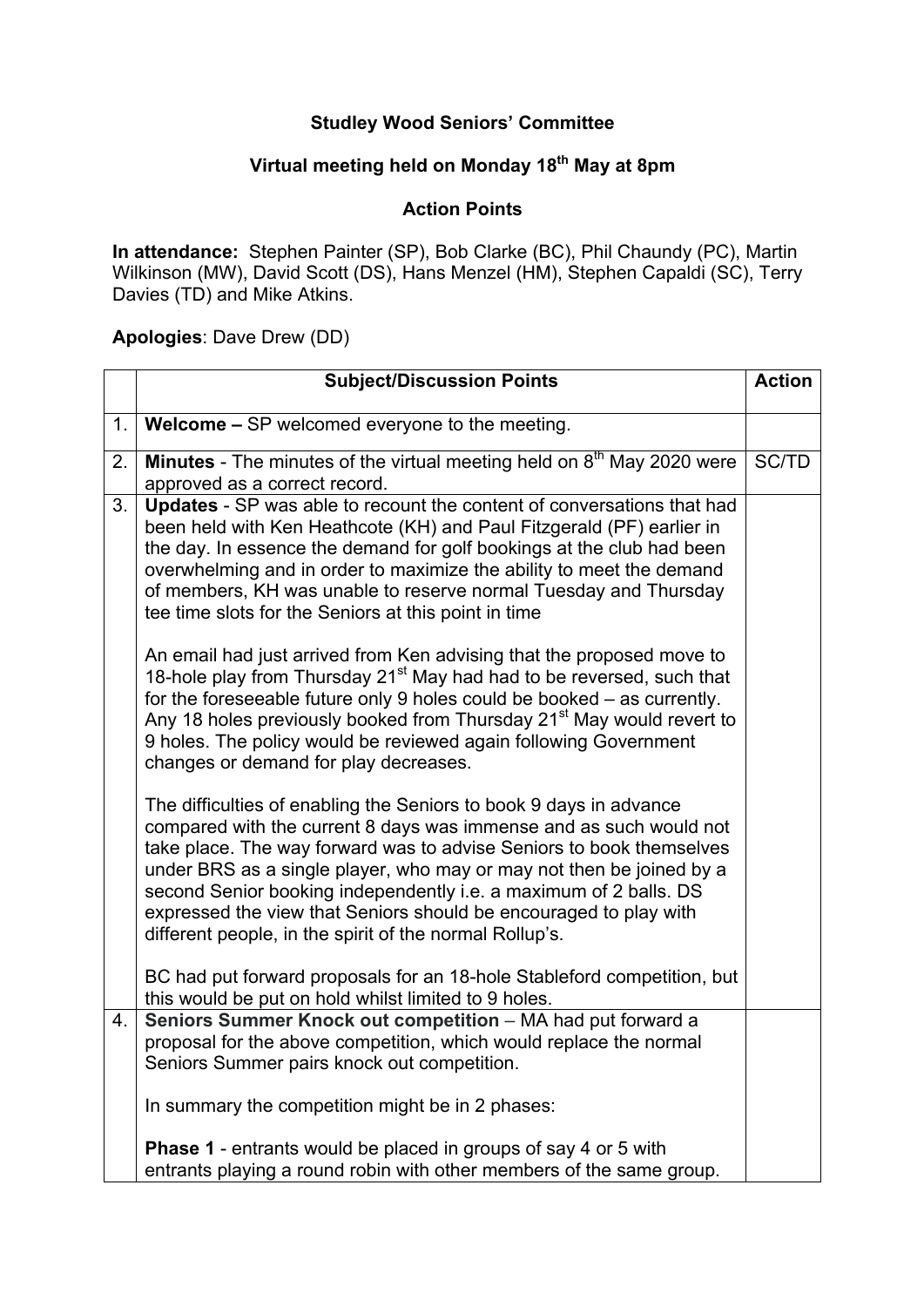**Studley Wood Seniors' Committee**

**Virtual meeting held on Monday 18th May at 8pm**

**Action Points**

**In attendance:** Stephen Painter (SP), Bob Clarke (BC), Phil Chaundy (PC), Martin Wilkinson (MW), David Scott (DS), Hans Menzel (HM), Stephen Capaldi (SC), Terry Davies (TD) and Mike Atkins.

**Apologies**: Dave Drew (DD)

| | **Subject/Discussion Points** | **Action** |
|---|---|---|
| 1. | **Welcome –** SP welcomed everyone to the meeting. | |
| 2. | **Minutes** - The minutes of the virtual meeting held on 8th May 2020 were approved as a correct record. | SC/TD |
| 3. | **Updates** - SP was able to recount the content of conversations that had been held with Ken Heathcote (KH) and Paul Fitzgerald (PF) earlier in the day. In essence the demand for golf bookings at the club had been overwhelming and in order to maximize the ability to meet the demand of members, KH was unable to reserve normal Tuesday and Thursday tee time slots for the Seniors at this point in time<br><br>An email had just arrived from Ken advising that the proposed move to 18-hole play from Thursday 21st May had had to be reversed, such that for the foreseeable future only 9 holes could be booked – as currently. Any 18 holes previously booked from Thursday 21st May would revert to 9 holes. The policy would be reviewed again following Government changes or demand for play decreases.<br><br>The difficulties of enabling the Seniors to book 9 days in advance compared with the current 8 days was immense and as such would not take place. The way forward was to advise Seniors to book themselves under BRS as a single player, who may or may not then be joined by a second Senior booking independently i.e. a maximum of 2 balls. DS expressed the view that Seniors should be encouraged to play with different people, in the spirit of the normal Rollup's.<br><br>BC had put forward proposals for an 18-hole Stableford competition, but this would be put on hold whilst limited to 9 holes. | |
| 4. | **Seniors Summer Knock out competition** – MA had put forward a proposal for the above competition, which would replace the normal Seniors Summer pairs knock out competition.<br><br>In summary the competition might be in 2 phases:<br><br>**Phase 1** - entrants would be placed in groups of say 4 or 5 with entrants playing a round robin with other members of the same group. | |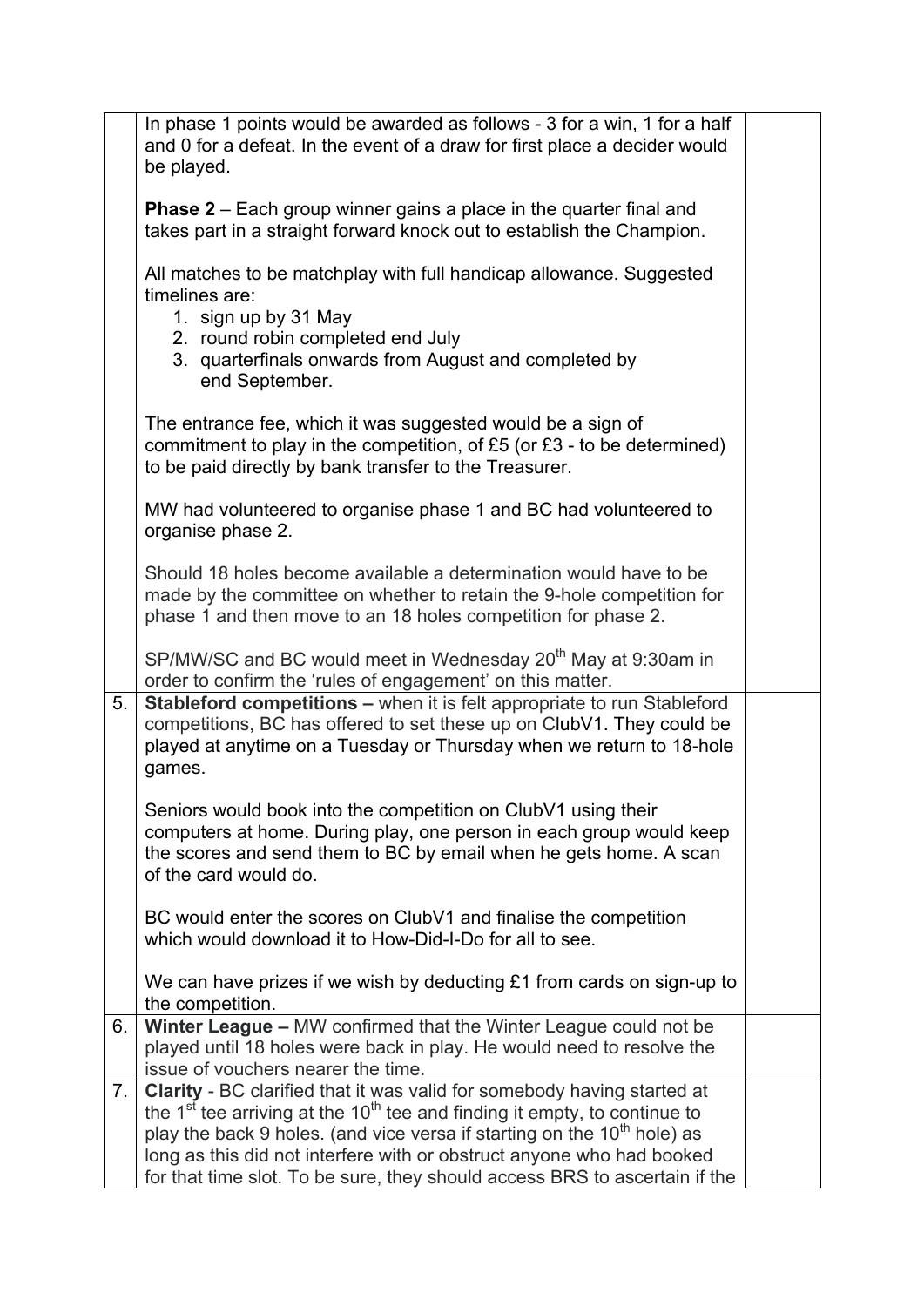| | | |
|---|---|---|
| | In phase 1 points would be awarded as follows - 3 for a win, 1 for a half and 0 for a defeat. In the event of a draw for first place a decider would be played.<br><br>**Phase 2** – Each group winner gains a place in the quarter final and takes part in a straight forward knock out to establish the Champion.<br><br>All matches to be matchplay with full handicap allowance. Suggested timelines are:<br>1. sign up by 31 May<br>2. round robin completed end July<br>3. quarterfinals onwards from August and completed by end September.<br><br>The entrance fee, which it was suggested would be a sign of commitment to play in the competition, of £5 (or £3 - to be determined) to be paid directly by bank transfer to the Treasurer.<br><br>MW had volunteered to organise phase 1 and BC had volunteered to organise phase 2.<br><br>Should 18 holes become available a determination would have to be made by the committee on whether to retain the 9-hole competition for phase 1 and then move to an 18 holes competition for phase 2.<br><br>SP/MW/SC and BC would meet in Wednesday 20th May at 9:30am in order to confirm the 'rules of engagement' on this matter. | |
| 5. | **Stableford competitions –** when it is felt appropriate to run Stableford competitions, BC has offered to set these up on ClubV1. They could be played at anytime on a Tuesday or Thursday when we return to 18-hole games.<br><br>Seniors would book into the competition on ClubV1 using their computers at home. During play, one person in each group would keep the scores and send them to BC by email when he gets home. A scan of the card would do.<br><br>BC would enter the scores on ClubV1 and finalise the competition which would download it to How-Did-I-Do for all to see.<br><br>We can have prizes if we wish by deducting £1 from cards on sign-up to the competition. | |
| 6. | **Winter League –** MW confirmed that the Winter League could not be played until 18 holes were back in play. He would need to resolve the issue of vouchers nearer the time. | |
| 7. | **Clarity** - BC clarified that it was valid for somebody having started at the 1st tee arriving at the 10th tee and finding it empty, to continue to play the back 9 holes. (and vice versa if starting on the 10th hole) as long as this did not interfere with or obstruct anyone who had booked for that time slot. To be sure, they should access BRS to ascertain if the | |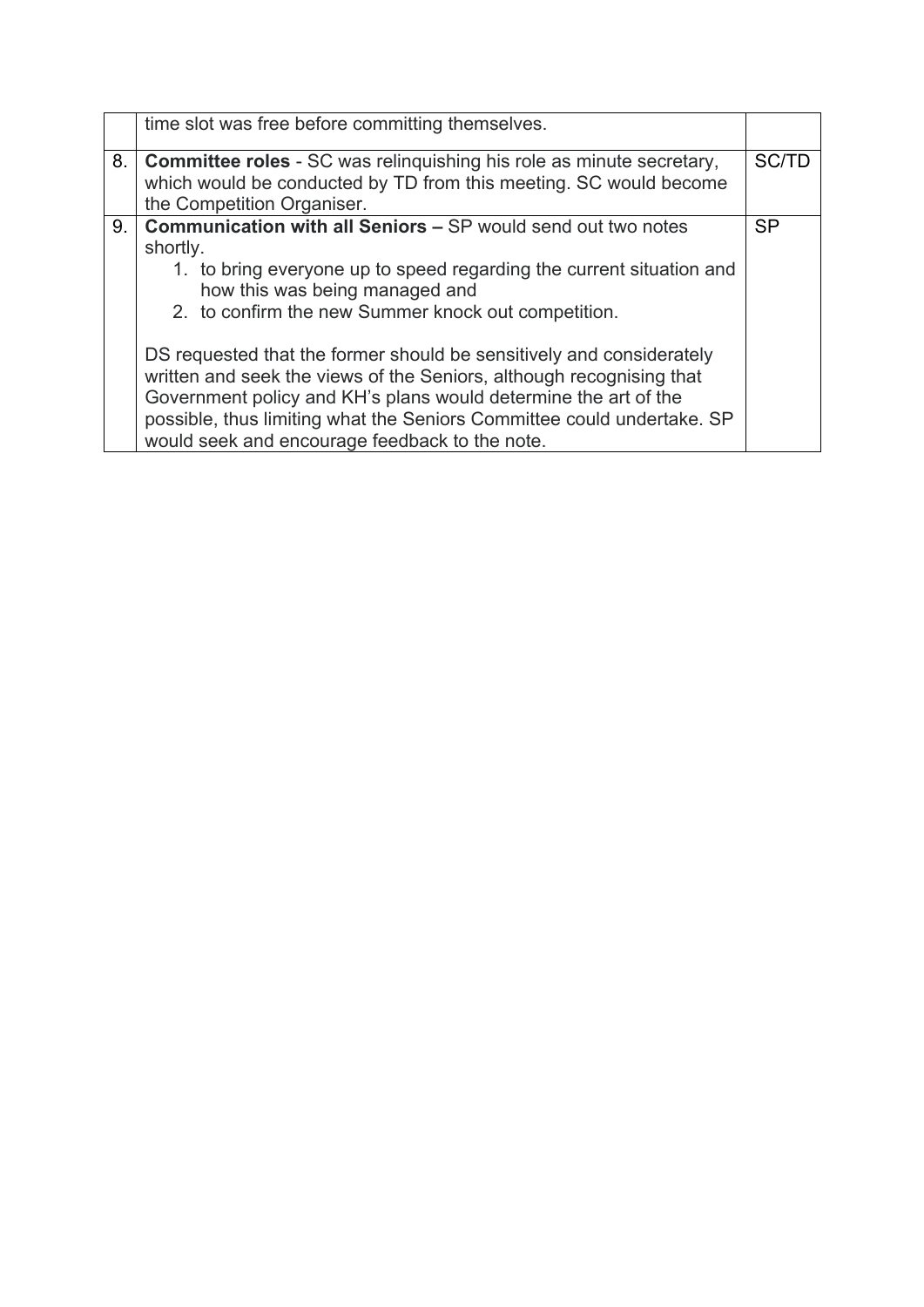| | | |
|---|---|---|
| | time slot was free before committing themselves. | |
| 8. | **Committee roles** - SC was relinquishing his role as minute secretary, which would be conducted by TD from this meeting. SC would become the Competition Organiser. | SC/TD |
| 9. | **Communication with all Seniors –** SP would send out two notes shortly.<br>1. to bring everyone up to speed regarding the current situation and how this was being managed and<br>2. to confirm the new Summer knock out competition.<br><br>DS requested that the former should be sensitively and considerately written and seek the views of the Seniors, although recognising that Government policy and KH's plans would determine the art of the possible, thus limiting what the Seniors Committee could undertake. SP would seek and encourage feedback to the note. | SP |